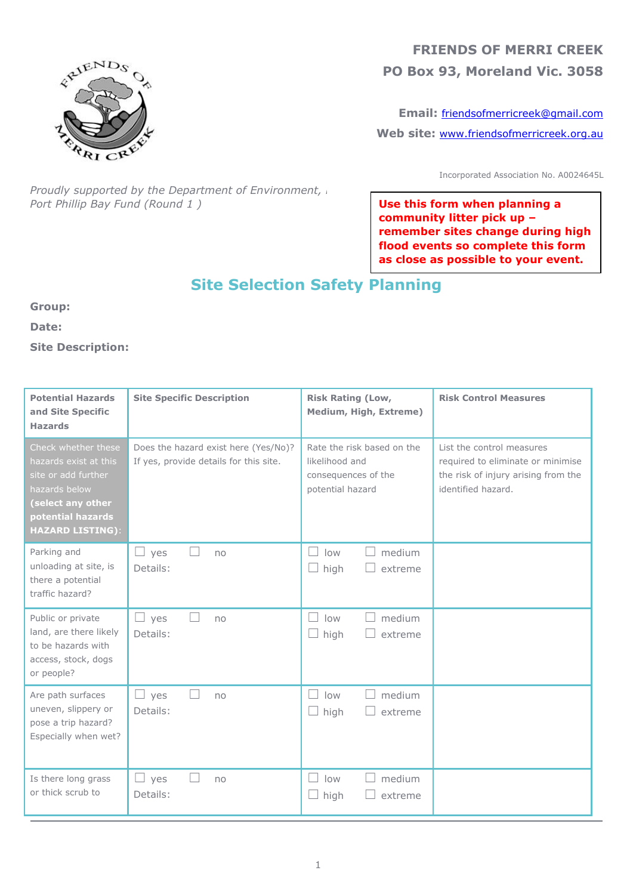**FRIENDS OF MERRI CREEK**
**PO Box 93, Moreland Vic. 3058**

**Email:** friendsofmerricreek@gmail.com
**Web site:** www.friendsofmerricreek.org.au

Incorporated Association No. A0024645L

*Proudly supported by the Department of Environment,*
*Port Phillip Bay Fund (Round 1 )*

**Use this form when planning a community litter pick up – remember sites change during high flood events so complete this form as close as possible to your event.**

## Site Selection Safety Planning

**Group:**

**Date:**

**Site Description:**

| Potential Hazards and Site Specific Hazards | Site Specific Description | Risk Rating (Low, Medium, High, Extreme) | Risk Control Measures |
|---|---|---|---|
| Check whether these hazards exist at this site or add further hazards below **(select any other potential hazards HAZARD LISTING)**: | Does the hazard exist here (Yes/No)? If yes, provide details for this site. | Rate the risk based on the likelihood and consequences of the potential hazard | List the control measures required to eliminate or minimise the risk of injury arising from the identified hazard. |
| Parking and unloading at site, is there a potential traffic hazard? | ☐ yes ☐ no<br>Details: | ☐ low ☐ medium<br>☐ high ☐ extreme | |
| Public or private land, are there likely to be hazards with access, stock, dogs or people? | ☐ yes ☐ no<br>Details: | ☐ low ☐ medium<br>☐ high ☐ extreme | |
| Are path surfaces uneven, slippery or pose a trip hazard? Especially when wet? | ☐ yes ☐ no<br>Details: | ☐ low ☐ medium<br>☐ high ☐ extreme | |
| Is there long grass or thick scrub to | ☐ yes ☐ no<br>Details: | ☐ low ☐ medium<br>☐ high ☐ extreme | |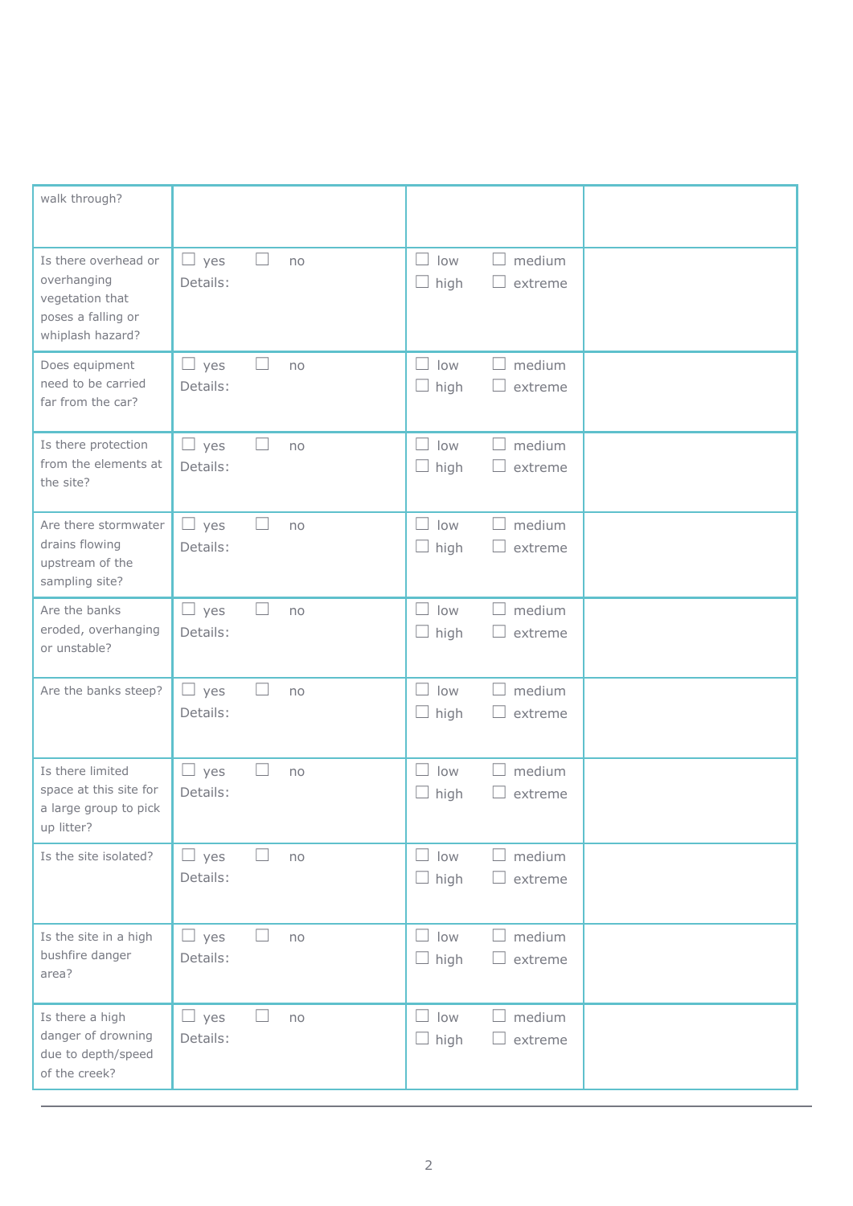| | | | |
|---|---|---|---|
| walk through? | | | |
| Is there overhead or overhanging vegetation that poses a falling or whiplash hazard? | ☐ yes ☐ no<br>Details: | ☐ low ☐ medium<br>☐ high ☐ extreme | |
| Does equipment need to be carried far from the car? | ☐ yes ☐ no<br>Details: | ☐ low ☐ medium<br>☐ high ☐ extreme | |
| Is there protection from the elements at the site? | ☐ yes ☐ no<br>Details: | ☐ low ☐ medium<br>☐ high ☐ extreme | |
| Are there stormwater drains flowing upstream of the sampling site? | ☐ yes ☐ no<br>Details: | ☐ low ☐ medium<br>☐ high ☐ extreme | |
| Are the banks eroded, overhanging or unstable? | ☐ yes ☐ no<br>Details: | ☐ low ☐ medium<br>☐ high ☐ extreme | |
| Are the banks steep? | ☐ yes ☐ no<br>Details: | ☐ low ☐ medium<br>☐ high ☐ extreme | |
| Is there limited space at this site for a large group to pick up litter? | ☐ yes ☐ no<br>Details: | ☐ low ☐ medium<br>☐ high ☐ extreme | |
| Is the site isolated? | ☐ yes ☐ no<br>Details: | ☐ low ☐ medium<br>☐ high ☐ extreme | |
| Is the site in a high bushfire danger area? | ☐ yes ☐ no<br>Details: | ☐ low ☐ medium<br>☐ high ☐ extreme | |
| Is there a high danger of drowning due to depth/speed of the creek? | ☐ yes ☐ no<br>Details: | ☐ low ☐ medium<br>☐ high ☐ extreme | |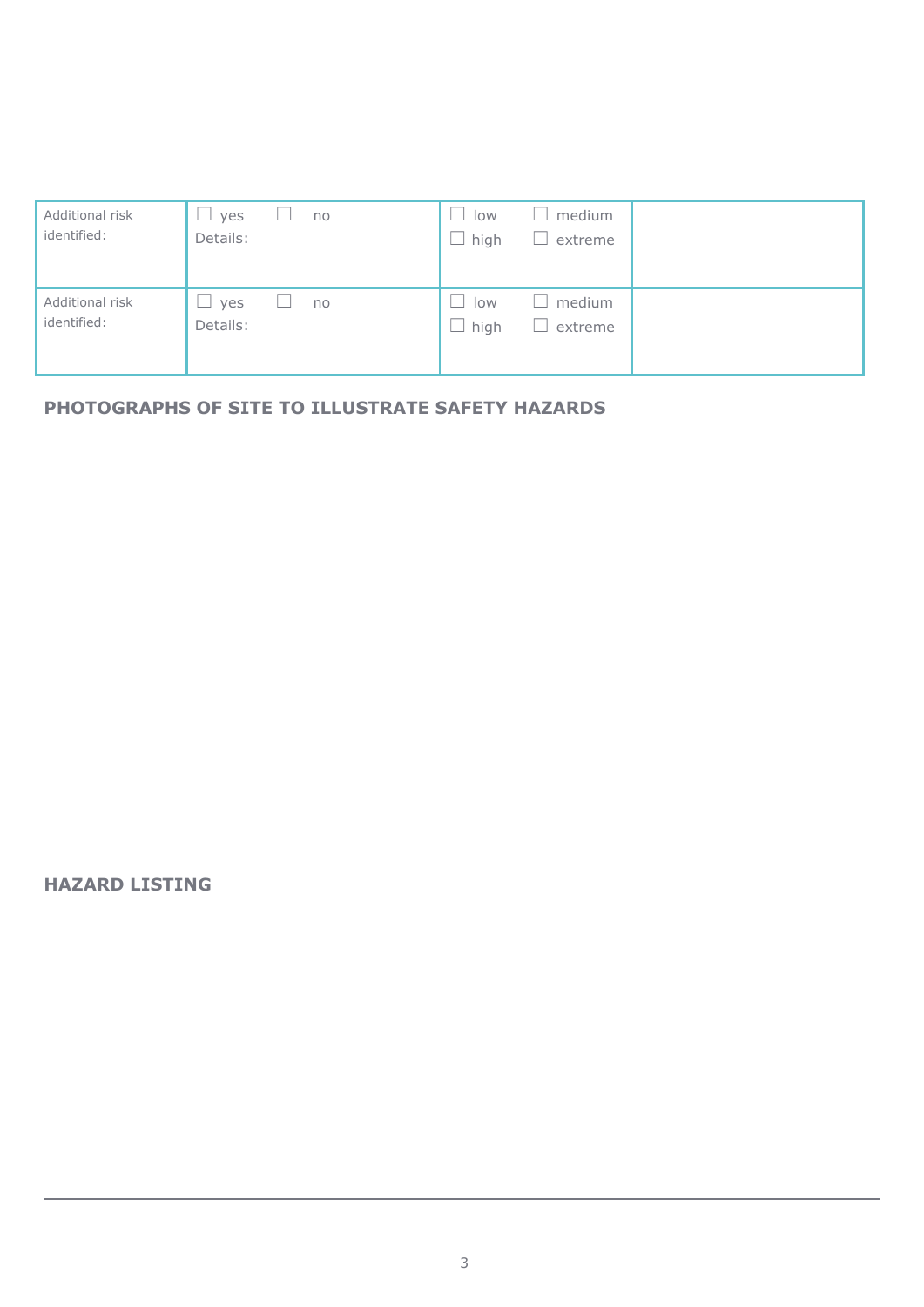| Additional risk identified: | ☐ yes ☐ no<br>Details: | ☐ low ☐ medium<br>☐ high ☐ extreme | |
|---|---|---|---|
| Additional risk identified: | ☐ yes ☐ no<br>Details: | ☐ low ☐ medium<br>☐ high ☐ extreme | |

## PHOTOGRAPHS OF SITE TO ILLUSTRATE SAFETY HAZARDS

## HAZARD LISTING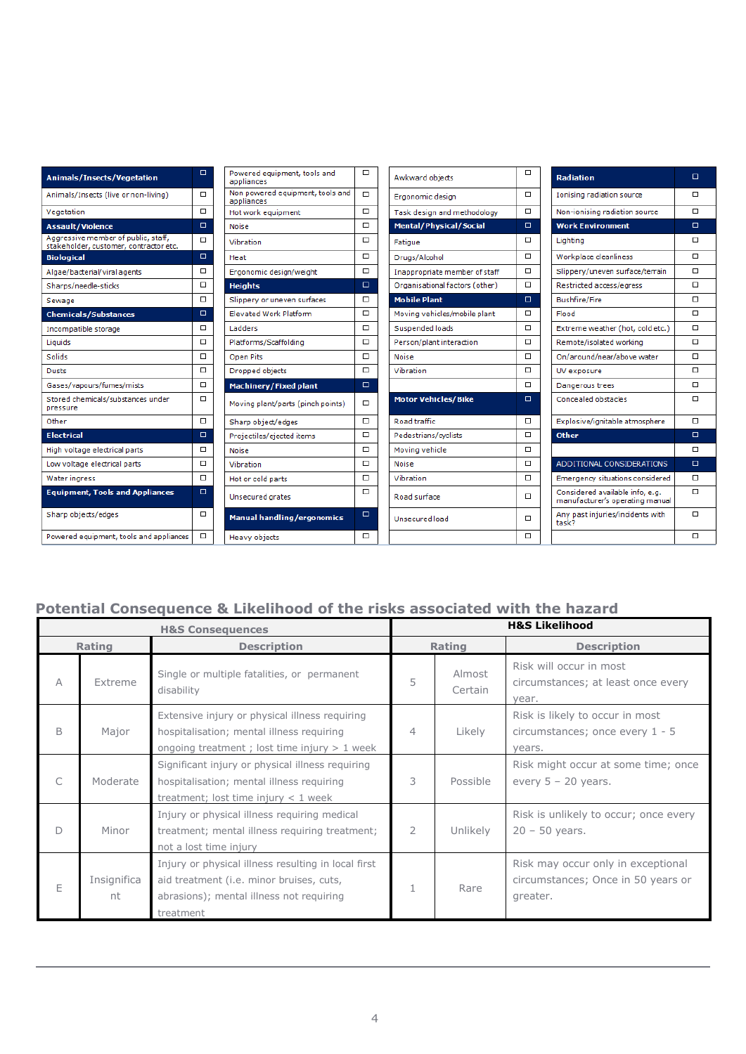| Hazard | ☐ | Hazard | ☐ | Hazard | ☐ | Hazard | ☐ |
|---|---|---|---|---|---|---|---|
| **Animals/Insects/Vegetation** | ☐ | Powered equipment, tools and appliances | ☐ | Awkward objects | ☐ | **Radiation** | ☐ |
| Animals/Insects (live or non-living) | ☐ | Non powered equipment, tools and appliances | ☐ | Ergonomic design | ☐ | Ionising radiation source | ☐ |
| Vegetation | ☐ | Hot work equipment | ☐ | Task design and methodology | ☐ | Non-ionising radiation source | ☐ |
| **Assault/Violence** | ☐ | Noise | ☐ | **Mental/Physical/Social** | ☐ | **Work Environment** | ☐ |
| Aggressive member of public, staff, stakeholder, customer, contractor etc. | ☐ | Vibration | ☐ | Fatigue | ☐ | Lighting | ☐ |
| **Biological** | ☐ | Heat | ☐ | Drugs/Alcohol | ☐ | Workplace cleanliness | ☐ |
| Algae/bacterial/viral agents | ☐ | Ergonomic design/weight | ☐ | Inappropriate member of staff | ☐ | Slippery/uneven surface/terrain | ☐ |
| Sharps/needle-sticks | ☐ | **Heights** | ☐ | Organisational factors (other) | ☐ | Restricted access/egress | ☐ |
| Sewage | ☐ | Slippery or uneven surfaces | ☐ | **Mobile Plant** | ☐ | Bushfire/Fire | ☐ |
| **Chemicals/Substances** | ☐ | Elevated Work Platform | ☐ | Moving vehicles/mobile plant | ☐ | Flood | ☐ |
| Incompatible storage | ☐ | Ladders | ☐ | Suspended loads | ☐ | Extreme weather (hot, cold etc.) | ☐ |
| Liquids | ☐ | Platforms/Scaffolding | ☐ | Person/plant interaction | ☐ | Remote/isolated working | ☐ |
| Solids | ☐ | Open Pits | ☐ | Noise | ☐ | On/around/near/above water | ☐ |
| Dusts | ☐ | Dropped objects | ☐ | Vibration | ☐ | UV exposure | ☐ |
| Gases/vapours/fumes/mists | ☐ | **Machinery/Fixed plant** | ☐ | | ☐ | Dangerous trees | ☐ |
| Stored chemicals/substances under pressure | ☐ | Moving plant/parts (pinch points) | ☐ | **Motor Vehicles/Bike** | ☐ | Concealed obstacles | ☐ |
| Other | ☐ | Sharp object/edges | ☐ | Road traffic | ☐ | Explosive/ignitable atmosphere | ☐ |
| **Electrical** | ☐ | Projectiles/ejected items | ☐ | Pedestrians/cyclists | ☐ | **Other** | ☐ |
| High voltage electrical parts | ☐ | Noise | ☐ | Moving vehicle | ☐ | | ☐ |
| Low voltage electrical parts | ☐ | Vibration | ☐ | Noise | ☐ | ADDITIONAL CONSIDERATIONS | ☐ |
| Water ingress | ☐ | Hot or cold parts | ☐ | Vibration | ☐ | Emergency situations considered | ☐ |
| **Equipment, Tools and Appliances** | ☐ | Unsecured grates | ☐ | Road surface | ☐ | Considered available info, e.g. manufacturer's operating manual | ☐ |
| Sharp objects/edges | ☐ | **Manual handling/ergonomics** | ☐ | Unsecured load | ☐ | Any past injuries/incidents with task? | ☐ |
| Powered equipment, tools and appliances | ☐ | Heavy objects | ☐ | | ☐ | | ☐ |

## Potential Consequence & Likelihood of the risks associated with the hazard

| H&S Consequences | | | H&S Likelihood | | |
|---|---|---|---|---|---|
| **Rating** | | **Description** | **Rating** | | **Description** |
| A | Extreme | Single or multiple fatalities, or permanent disability | 5 | Almost Certain | Risk will occur in most circumstances; at least once every year. |
| B | Major | Extensive injury or physical illness requiring hospitalisation; mental illness requiring ongoing treatment ; lost time injury > 1 week | 4 | Likely | Risk is likely to occur in most circumstances; once every 1 - 5 years. |
| C | Moderate | Significant injury or physical illness requiring hospitalisation; mental illness requiring treatment; lost time injury < 1 week | 3 | Possible | Risk might occur at some time; once every 5 – 20 years. |
| D | Minor | Injury or physical illness requiring medical treatment; mental illness requiring treatment; not a lost time injury | 2 | Unlikely | Risk is unlikely to occur; once every 20 – 50 years. |
| E | Insignificant | Injury or physical illness resulting in local first aid treatment (i.e. minor bruises, cuts, abrasions); mental illness not requiring treatment | 1 | Rare | Risk may occur only in exceptional circumstances; Once in 50 years or greater. |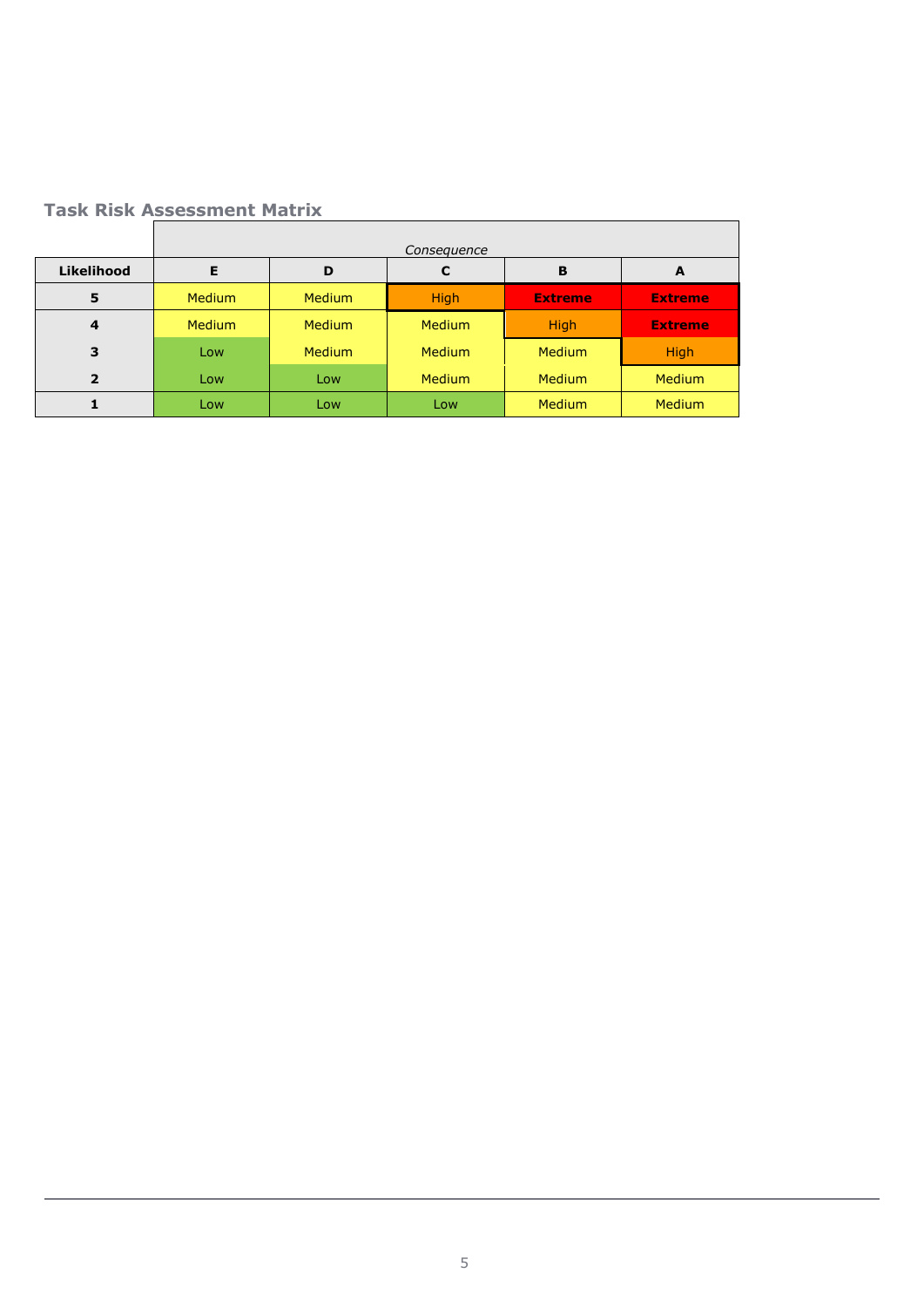## Task Risk Assessment Matrix

| | *Consequence* | | | | |
|---|---|---|---|---|---|
| **Likelihood** | **E** | **D** | **C** | **B** | **A** |
| **5** | Medium | Medium | High | **Extreme** | **Extreme** |
| **4** | Medium | Medium | Medium | High | **Extreme** |
| **3** | Low | Medium | Medium | Medium | High |
| **2** | Low | Low | Medium | Medium | Medium |
| **1** | Low | Low | Low | Medium | Medium |